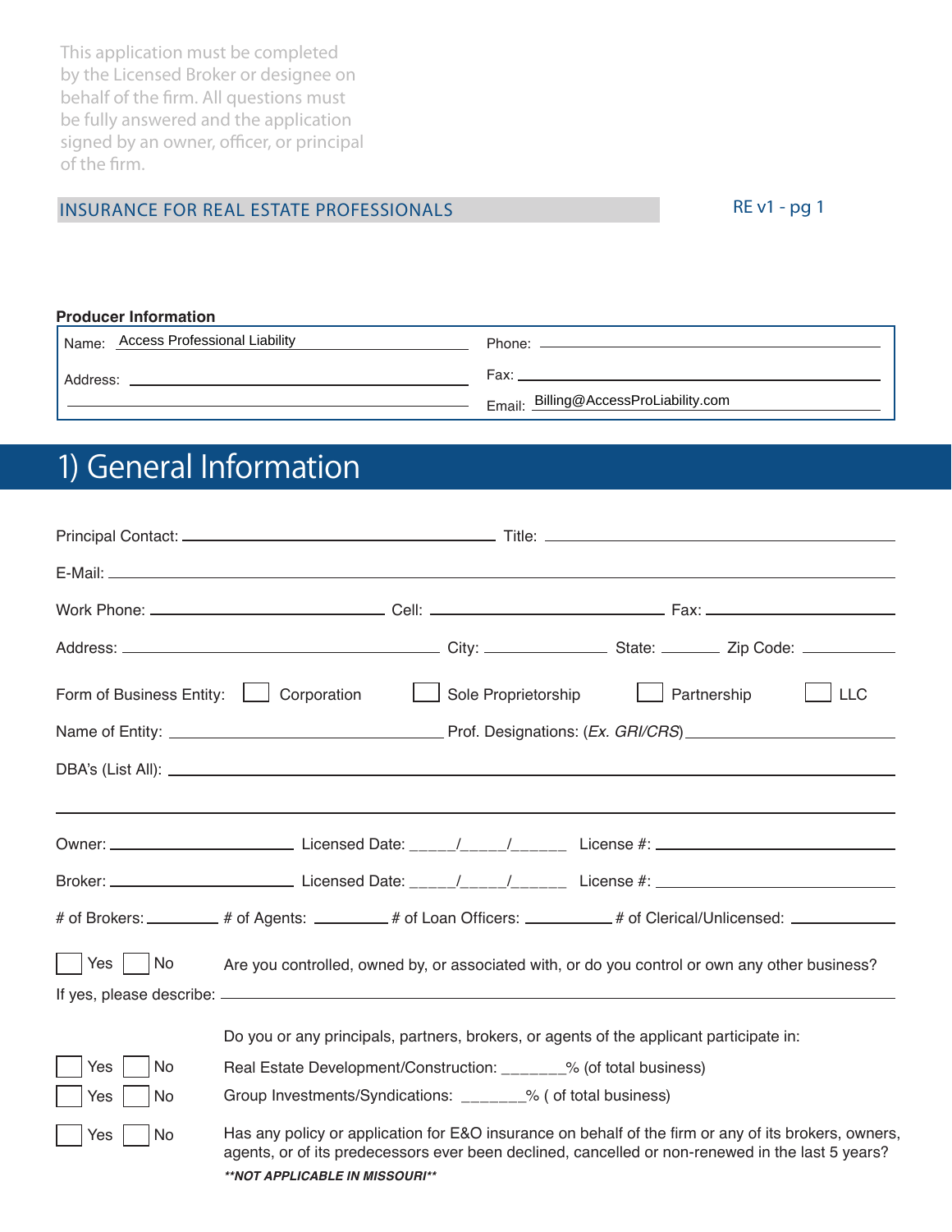This application must be completed by the Licensed Broker or designee on behalf of the firm. All questions must be fully answered and the application signed by an owner, officer, or principal of the firm.

INSURANCE FOR REAL ESTATE PROFESSIONALS

RE v1 - pg 1

**Producer Information**

| | |
|---|---|
| Name: Access Professional Liability | Phone: ______________________ |
| Address: ______________________ | Fax: ______________________ |
| ______________________ | Email: Billing@AccessProLiability.com |

# 1) General Information

Principal Contact: ______________________ Title: ______________________

E-Mail: ______________________

Work Phone: ______________________ Cell: ______________________ Fax: ______________________

Address: ______________________ City: ______________ State: ________ Zip Code: __________

Form of Business Entity: ☐ Corporation ☐ Sole Proprietorship ☐ Partnership ☐ LLC

Name of Entity: ______________________ Prof. Designations: (*Ex. GRI/CRS*) ______________________

DBA's (List All): ______________________

______________________

Owner: ______________________ Licensed Date: _____/_____/______ License #: ______________________

Broker: ______________________ Licensed Date: _____/_____/______ License #: ______________________

# of Brokers: __________ # of Agents: __________ # of Loan Officers: __________ # of Clerical/Unlicensed: __________

☐ Yes ☐ No Are you controlled, owned by, or associated with, or do you control or own any other business?

If yes, please describe: ______________________

Do you or any principals, partners, brokers, or agents of the applicant participate in:

☐ Yes ☐ No Real Estate Development/Construction: _______% (of total business)

☐ Yes ☐ No Group Investments/Syndications: _______% ( of total business)

☐ Yes ☐ No Has any policy or application for E&O insurance on behalf of the firm or any of its brokers, owners, agents, or of its predecessors ever been declined, cancelled or non-renewed in the last 5 years?

***\*\*NOT APPLICABLE IN MISSOURI\*\****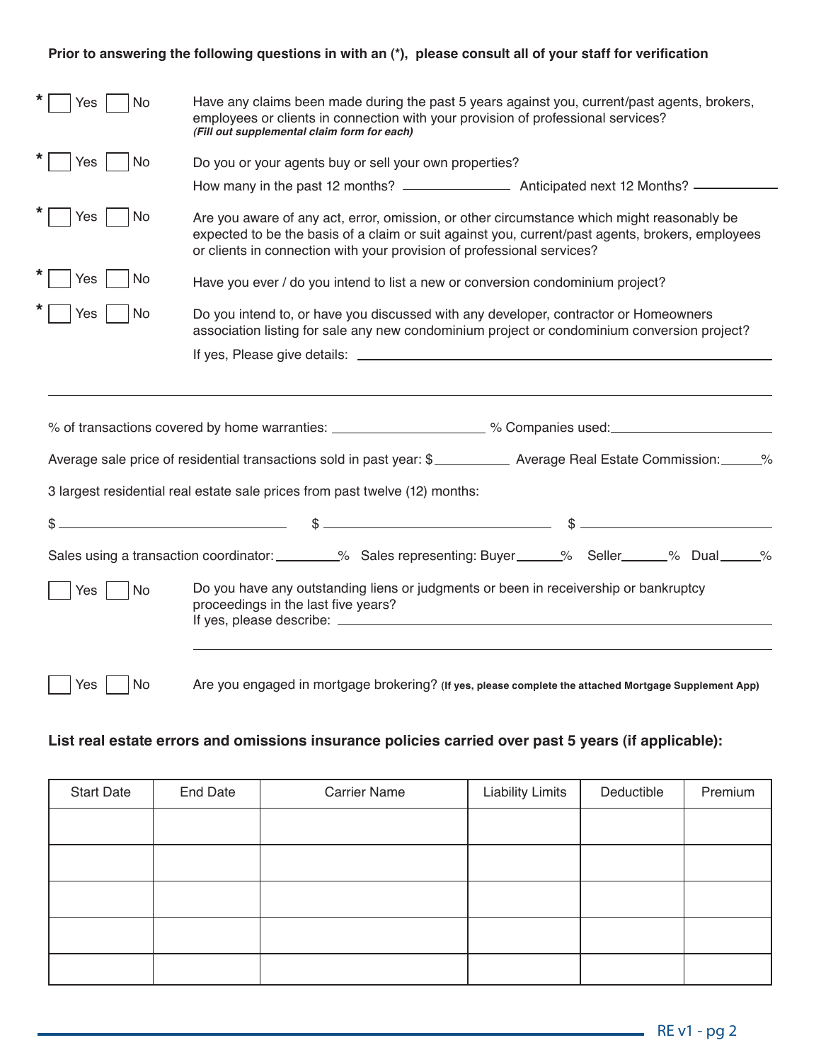**Prior to answering the following questions in with an (*), please consult all of your staff for verification**

* ☐ Yes ☐ No — Have any claims been made during the past 5 years against you, current/past agents, brokers, employees or clients in connection with your provision of professional services? ***(Fill out supplemental claim form for each)***

* ☐ Yes ☐ No — Do you or your agents buy or sell your own properties?

  How many in the past 12 months? ____________ Anticipated next 12 Months? ____________

* ☐ Yes ☐ No — Are you aware of any act, error, omission, or other circumstance which might reasonably be expected to be the basis of a claim or suit against you, current/past agents, brokers, employees or clients in connection with your provision of professional services?

* ☐ Yes ☐ No — Have you ever / do you intend to list a new or conversion condominium project?

* ☐ Yes ☐ No — Do you intend to, or have you discussed with any developer, contractor or Homeowners association listing for sale any new condominium project or condominium conversion project?

  If yes, Please give details: ______________________________________________

---

% of transactions covered by home warranties: ________________ % Companies used: ________________

Average sale price of residential transactions sold in past year: $__________ Average Real Estate Commission: _____%

3 largest residential real estate sale prices from past twelve (12) months:

$ ____________________ $ ____________________ $ ____________________

Sales using a transaction coordinator: ________% Sales representing: Buyer ______% Seller ______% Dual ______%

☐ Yes ☐ No — Do you have any outstanding liens or judgments or been in receivership or bankruptcy proceedings in the last five years?
If yes, please describe: ______________________________________________

☐ Yes ☐ No — Are you engaged in mortgage brokering? **(If yes, please complete the attached Mortgage Supplement App)**

**List real estate errors and omissions insurance policies carried over past 5 years (if applicable):**

| Start Date | End Date | Carrier Name | Liability Limits | Deductible | Premium |
|---|---|---|---|---|---|
| | | | | | |
| | | | | | |
| | | | | | |
| | | | | | |
| | | | | | |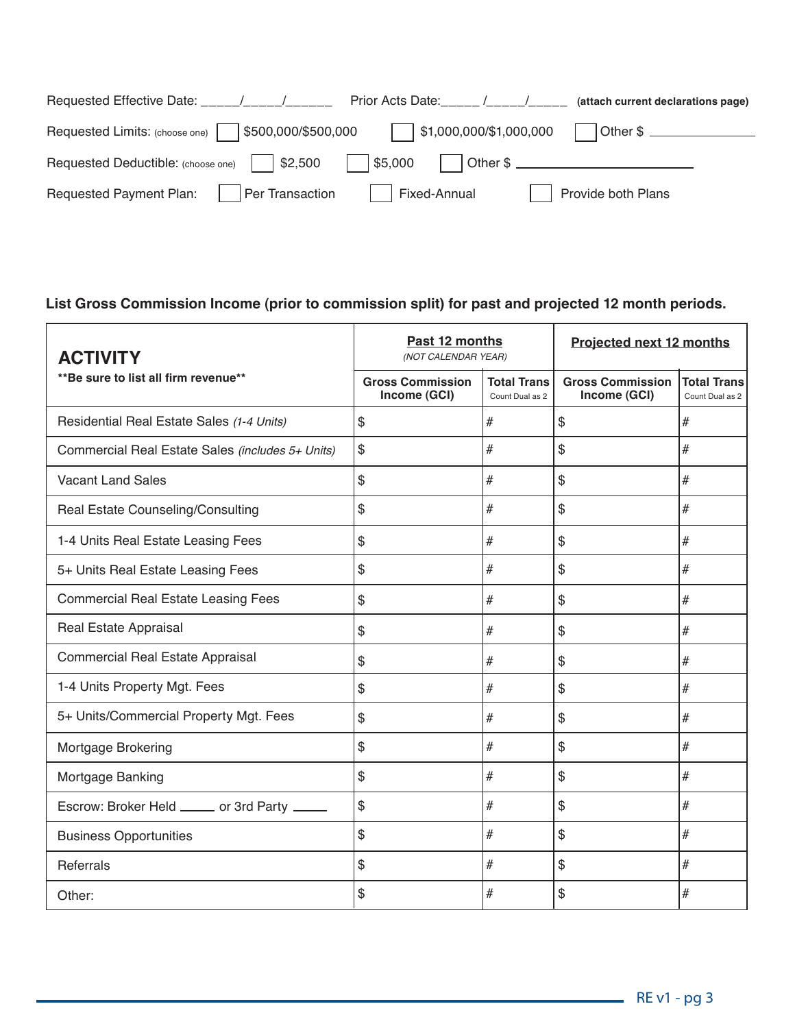Requested Effective Date: _____/_____/______ Prior Acts Date:_____ /_____/_____ **(attach current declarations page)**

Requested Limits: (choose one) ☐ $500,000/$500,000 ☐ $1,000,000/$1,000,000 ☐ Other $ ______________

Requested Deductible: (choose one) ☐ $2,500 ☐ $5,000 ☐ Other $ ______________________

Requested Payment Plan: ☐ Per Transaction ☐ Fixed-Annual ☐ Provide both Plans

**List Gross Commission Income (prior to commission split) for past and projected 12 month periods.**

| **ACTIVITY** **Be sure to list all firm revenue** | **Past 12 months** *(NOT CALENDAR YEAR)* | | **Projected next 12 months** | |
|---|---|---|---|---|
| | **Gross Commission Income (GCI)** | **Total Trans** Count Dual as 2 | **Gross Commission Income (GCI)** | **Total Trans** Count Dual as 2 |
| Residential Real Estate Sales *(1-4 Units)* | $ | # | $ | # |
| Commercial Real Estate Sales *(includes 5+ Units)* | $ | # | $ | # |
| Vacant Land Sales | $ | # | $ | # |
| Real Estate Counseling/Consulting | $ | # | $ | # |
| 1-4 Units Real Estate Leasing Fees | $ | # | $ | # |
| 5+ Units Real Estate Leasing Fees | $ | # | $ | # |
| Commercial Real Estate Leasing Fees | $ | # | $ | # |
| Real Estate Appraisal | $ | # | $ | # |
| Commercial Real Estate Appraisal | $ | # | $ | # |
| 1-4 Units Property Mgt. Fees | $ | # | $ | # |
| 5+ Units/Commercial Property Mgt. Fees | $ | # | $ | # |
| Mortgage Brokering | $ | # | $ | # |
| Mortgage Banking | $ | # | $ | # |
| Escrow: Broker Held _____ or 3rd Party _____ | $ | # | $ | # |
| Business Opportunities | $ | # | $ | # |
| Referrals | $ | # | $ | # |
| Other: | $ | # | $ | # |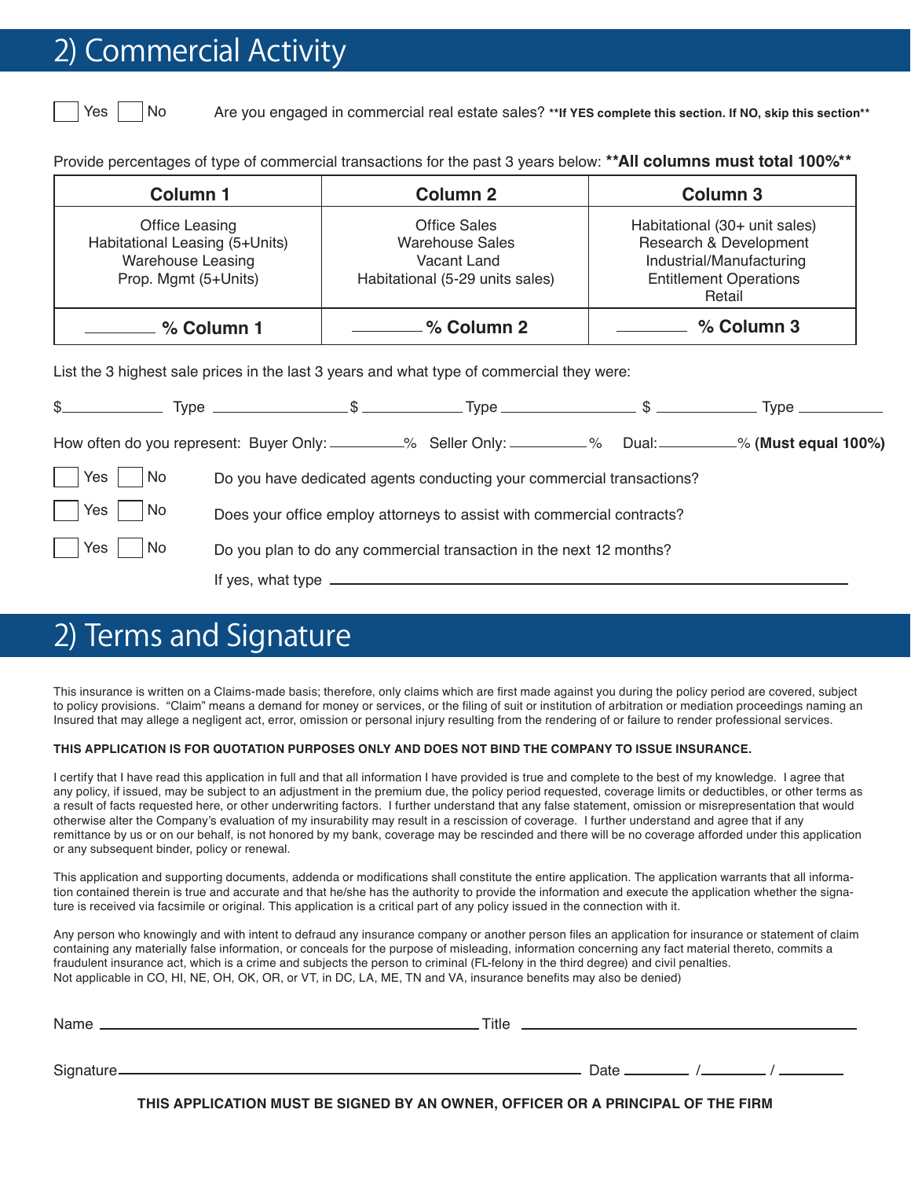# 2) Commercial Activity

☐ Yes ☐ No     Are you engaged in commercial real estate sales? **\*\*If YES complete this section. If NO, skip this section\*\***

Provide percentages of type of commercial transactions for the past 3 years below: **\*\*All columns must total 100%\*\***

| Column 1 | Column 2 | Column 3 |
|---|---|---|
| Office Leasing<br>Habitational Leasing (5+Units)<br>Warehouse Leasing<br>Prop. Mgmt (5+Units) | Office Sales<br>Warehouse Sales<br>Vacant Land<br>Habitational (5-29 units sales) | Habitational (30+ unit sales)<br>Research & Development<br>Industrial/Manufacturing<br>Entitlement Operations<br>Retail |
| ________ **% Column 1** | ________ **% Column 2** | ________ **% Column 3** |

List the 3 highest sale prices in the last 3 years and what type of commercial they were:

$____________ Type ________________ $ ____________ Type ________________ $ ____________ Type ___________

How often do you represent: Buyer Only: _________% Seller Only: _________% Dual: _________% **(Must equal 100%)**

☐ Yes ☐ No     Do you have dedicated agents conducting your commercial transactions?

☐ Yes ☐ No     Does your office employ attorneys to assist with commercial contracts?

☐ Yes ☐ No     Do you plan to do any commercial transaction in the next 12 months?

If yes, what type ____________________________________________________________

# 2) Terms and Signature

This insurance is written on a Claims-made basis; therefore, only claims which are first made against you during the policy period are covered, subject to policy provisions. "Claim" means a demand for money or services, or the filing of suit or institution of arbitration or mediation proceedings naming an Insured that may allege a negligent act, error, omission or personal injury resulting from the rendering of or failure to render professional services.

**THIS APPLICATION IS FOR QUOTATION PURPOSES ONLY AND DOES NOT BIND THE COMPANY TO ISSUE INSURANCE.**

I certify that I have read this application in full and that all information I have provided is true and complete to the best of my knowledge. I agree that any policy, if issued, may be subject to an adjustment in the premium due, the policy period requested, coverage limits or deductibles, or other terms as a result of facts requested here, or other underwriting factors. I further understand that any false statement, omission or misrepresentation that would otherwise alter the Company's evaluation of my insurability may result in a rescission of coverage. I further understand and agree that if any remittance by us or on our behalf, is not honored by my bank, coverage may be rescinded and there will be no coverage afforded under this application or any subsequent binder, policy or renewal.

This application and supporting documents, addenda or modifications shall constitute the entire application. The application warrants that all information contained therein is true and accurate and that he/she has the authority to provide the information and execute the application whether the signature is received via facsimile or original. This application is a critical part of any policy issued in the connection with it.

Any person who knowingly and with intent to defraud any insurance company or another person files an application for insurance or statement of claim containing any materially false information, or conceals for the purpose of misleading, information concerning any fact material thereto, commits a fraudulent insurance act, which is a crime and subjects the person to criminal (FL-felony in the third degree) and civil penalties.
Not applicable in CO, HI, NE, OH, OK, OR, or VT, in DC, LA, ME, TN and VA, insurance benefits may also be denied)

Name ______________________________________ Title ______________________________________

Signature ______________________________________ Date ________ / ________ / ________

**THIS APPLICATION MUST BE SIGNED BY AN OWNER, OFFICER OR A PRINCIPAL OF THE FIRM**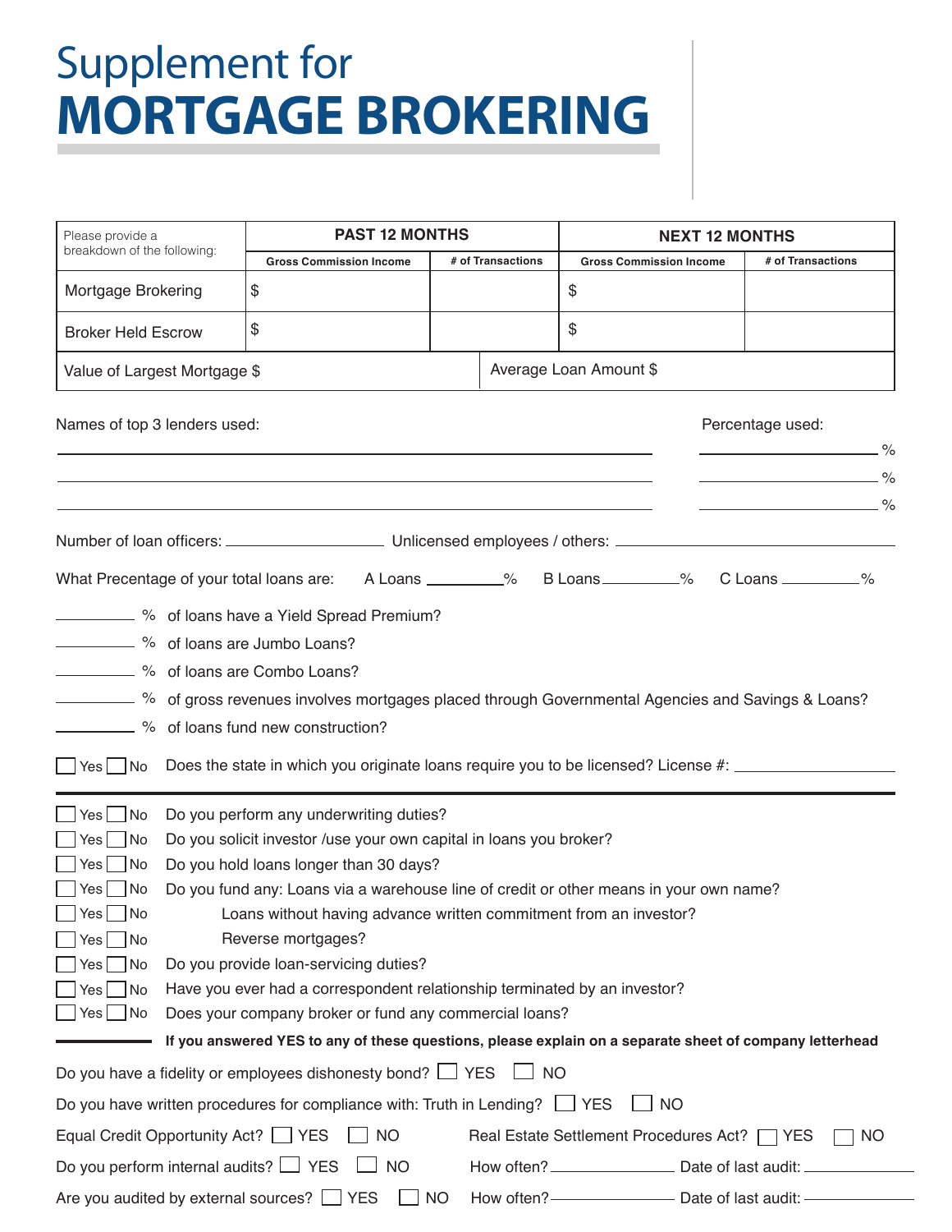# Supplement for **MORTGAGE BROKERING**

| Please provide a breakdown of the following: | PAST 12 MONTHS | | NEXT 12 MONTHS | |
|---|---|---|---|---|
| | **Gross Commission Income** | **# of Transactions** | **Gross Commission Income** | **# of Transactions** |
| Mortgage Brokering | $ | | $ | |
| Broker Held Escrow | $ | | $ | |
| Value of Largest Mortgage $ | | Average Loan Amount $ | | |

Names of top 3 lenders used: Percentage used:

______________________________ ______ %

______________________________ ______ %

______________________________ ______ %

Number of loan officers: __________ Unlicensed employees / others: __________

What Precentage of your total loans are: A Loans ______% B Loans ______% C Loans ______%

______ % of loans have a Yield Spread Premium?

______ % of loans are Jumbo Loans?

______ % of loans are Combo Loans?

______ % of gross revenues involves mortgages placed through Governmental Agencies and Savings & Loans?

______ % of loans fund new construction?

☐ Yes ☐ No Does the state in which you originate loans require you to be licensed? License #: __________

---

☐ Yes ☐ No Do you perform any underwriting duties?

☐ Yes ☐ No Do you solicit investor /use your own capital in loans you broker?

☐ Yes ☐ No Do you hold loans longer than 30 days?

☐ Yes ☐ No Do you fund any: Loans via a warehouse line of credit or other means in your own name?

☐ Yes ☐ No Loans without having advance written commitment from an investor?

☐ Yes ☐ No Reverse mortgages?

☐ Yes ☐ No Do you provide loan-servicing duties?

☐ Yes ☐ No Have you ever had a correspondent relationship terminated by an investor?

☐ Yes ☐ No Does your company broker or fund any commercial loans?

**If you answered YES to any of these questions, please explain on a separate sheet of company letterhead**

Do you have a fidelity or employees dishonesty bond? ☐ YES ☐ NO

Do you have written procedures for compliance with: Truth in Lending? ☐ YES ☐ NO

Equal Credit Opportunity Act? ☐ YES ☐ NO Real Estate Settlement Procedures Act? ☐ YES ☐ NO

Do you perform internal audits? ☐ YES ☐ NO How often? __________ Date of last audit: __________

Are you audited by external sources? ☐ YES ☐ NO How often? __________ Date of last audit: __________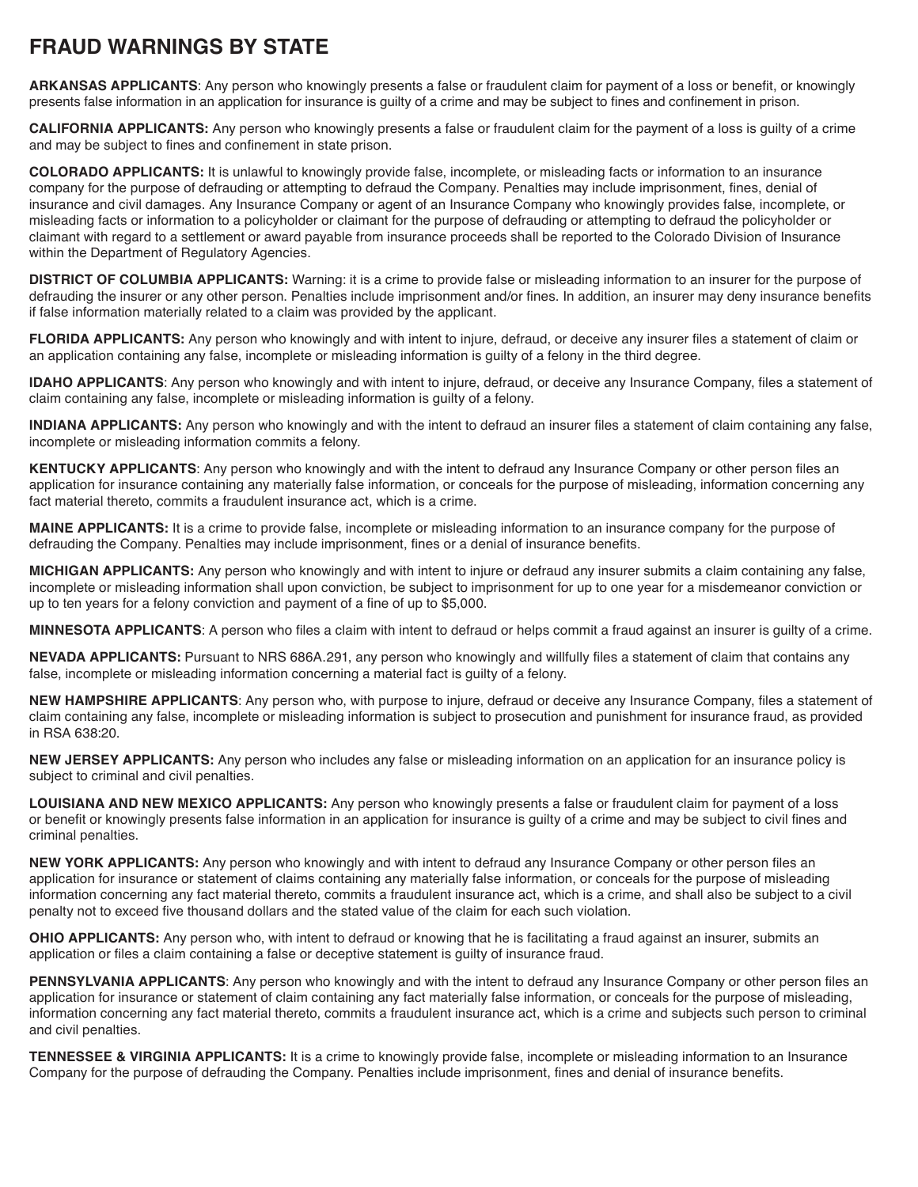# FRAUD WARNINGS BY STATE

**ARKANSAS APPLICANTS**: Any person who knowingly presents a false or fraudulent claim for payment of a loss or benefit, or knowingly presents false information in an application for insurance is guilty of a crime and may be subject to fines and confinement in prison.

**CALIFORNIA APPLICANTS:** Any person who knowingly presents a false or fraudulent claim for the payment of a loss is guilty of a crime and may be subject to fines and confinement in state prison.

**COLORADO APPLICANTS:** It is unlawful to knowingly provide false, incomplete, or misleading facts or information to an insurance company for the purpose of defrauding or attempting to defraud the Company. Penalties may include imprisonment, fines, denial of insurance and civil damages. Any Insurance Company or agent of an Insurance Company who knowingly provides false, incomplete, or misleading facts or information to a policyholder or claimant for the purpose of defrauding or attempting to defraud the policyholder or claimant with regard to a settlement or award payable from insurance proceeds shall be reported to the Colorado Division of Insurance within the Department of Regulatory Agencies.

**DISTRICT OF COLUMBIA APPLICANTS:** Warning: it is a crime to provide false or misleading information to an insurer for the purpose of defrauding the insurer or any other person. Penalties include imprisonment and/or fines. In addition, an insurer may deny insurance benefits if false information materially related to a claim was provided by the applicant.

**FLORIDA APPLICANTS:** Any person who knowingly and with intent to injure, defraud, or deceive any insurer files a statement of claim or an application containing any false, incomplete or misleading information is guilty of a felony in the third degree.

**IDAHO APPLICANTS**: Any person who knowingly and with intent to injure, defraud, or deceive any Insurance Company, files a statement of claim containing any false, incomplete or misleading information is guilty of a felony.

**INDIANA APPLICANTS:** Any person who knowingly and with the intent to defraud an insurer files a statement of claim containing any false, incomplete or misleading information commits a felony.

**KENTUCKY APPLICANTS**: Any person who knowingly and with the intent to defraud any Insurance Company or other person files an application for insurance containing any materially false information, or conceals for the purpose of misleading, information concerning any fact material thereto, commits a fraudulent insurance act, which is a crime.

**MAINE APPLICANTS:** It is a crime to provide false, incomplete or misleading information to an insurance company for the purpose of defrauding the Company. Penalties may include imprisonment, fines or a denial of insurance benefits.

**MICHIGAN APPLICANTS:** Any person who knowingly and with intent to injure or defraud any insurer submits a claim containing any false, incomplete or misleading information shall upon conviction, be subject to imprisonment for up to one year for a misdemeanor conviction or up to ten years for a felony conviction and payment of a fine of up to $5,000.

**MINNESOTA APPLICANTS**: A person who files a claim with intent to defraud or helps commit a fraud against an insurer is guilty of a crime.

**NEVADA APPLICANTS:** Pursuant to NRS 686A.291, any person who knowingly and willfully files a statement of claim that contains any false, incomplete or misleading information concerning a material fact is guilty of a felony.

**NEW HAMPSHIRE APPLICANTS**: Any person who, with purpose to injure, defraud or deceive any Insurance Company, files a statement of claim containing any false, incomplete or misleading information is subject to prosecution and punishment for insurance fraud, as provided in RSA 638:20.

**NEW JERSEY APPLICANTS:** Any person who includes any false or misleading information on an application for an insurance policy is subject to criminal and civil penalties.

**LOUISIANA AND NEW MEXICO APPLICANTS:** Any person who knowingly presents a false or fraudulent claim for payment of a loss or benefit or knowingly presents false information in an application for insurance is guilty of a crime and may be subject to civil fines and criminal penalties.

**NEW YORK APPLICANTS:** Any person who knowingly and with intent to defraud any Insurance Company or other person files an application for insurance or statement of claims containing any materially false information, or conceals for the purpose of misleading information concerning any fact material thereto, commits a fraudulent insurance act, which is a crime, and shall also be subject to a civil penalty not to exceed five thousand dollars and the stated value of the claim for each such violation.

**OHIO APPLICANTS:** Any person who, with intent to defraud or knowing that he is facilitating a fraud against an insurer, submits an application or files a claim containing a false or deceptive statement is guilty of insurance fraud.

**PENNSYLVANIA APPLICANTS**: Any person who knowingly and with the intent to defraud any Insurance Company or other person files an application for insurance or statement of claim containing any fact materially false information, or conceals for the purpose of misleading, information concerning any fact material thereto, commits a fraudulent insurance act, which is a crime and subjects such person to criminal and civil penalties.

**TENNESSEE & VIRGINIA APPLICANTS:** It is a crime to knowingly provide false, incomplete or misleading information to an Insurance Company for the purpose of defrauding the Company. Penalties include imprisonment, fines and denial of insurance benefits.